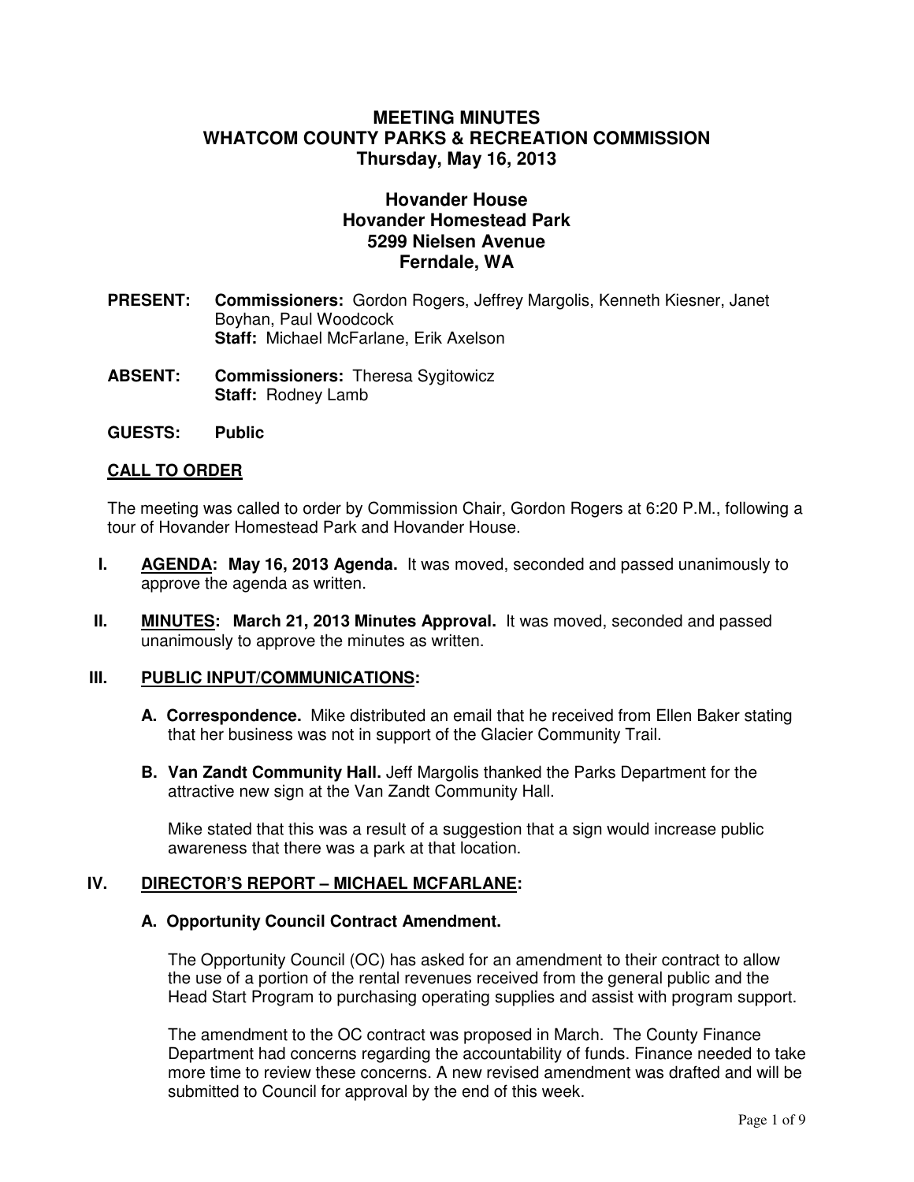# MEETING MINUTES
# WHATCOM COUNTY PARKS & RECREATION COMMISSION
## Thursday, May 16, 2013

## Hovander House
## Hovander Homestead Park
## 5299 Nielsen Avenue
## Ferndale, WA

**PRESENT:** **Commissioners:** Gordon Rogers, Jeffrey Margolis, Kenneth Kiesner, Janet Boyhan, Paul Woodcock
**Staff:** Michael McFarlane, Erik Axelson

**ABSENT:** **Commissioners:** Theresa Sygitowicz
**Staff:** Rodney Lamb

**GUESTS:** **Public**

### CALL TO ORDER

The meeting was called to order by Commission Chair, Gordon Rogers at 6:20 P.M., following a tour of Hovander Homestead Park and Hovander House.

**I. AGENDA: May 16, 2013 Agenda.** It was moved, seconded and passed unanimously to approve the agenda as written.

**II. MINUTES: March 21, 2013 Minutes Approval.** It was moved, seconded and passed unanimously to approve the minutes as written.

### III. PUBLIC INPUT/COMMUNICATIONS:

**A. Correspondence.** Mike distributed an email that he received from Ellen Baker stating that her business was not in support of the Glacier Community Trail.

**B. Van Zandt Community Hall.** Jeff Margolis thanked the Parks Department for the attractive new sign at the Van Zandt Community Hall.

Mike stated that this was a result of a suggestion that a sign would increase public awareness that there was a park at that location.

### IV. DIRECTOR'S REPORT – MICHAEL MCFARLANE:

**A. Opportunity Council Contract Amendment.**

The Opportunity Council (OC) has asked for an amendment to their contract to allow the use of a portion of the rental revenues received from the general public and the Head Start Program to purchasing operating supplies and assist with program support.

The amendment to the OC contract was proposed in March. The County Finance Department had concerns regarding the accountability of funds. Finance needed to take more time to review these concerns. A new revised amendment was drafted and will be submitted to Council for approval by the end of this week.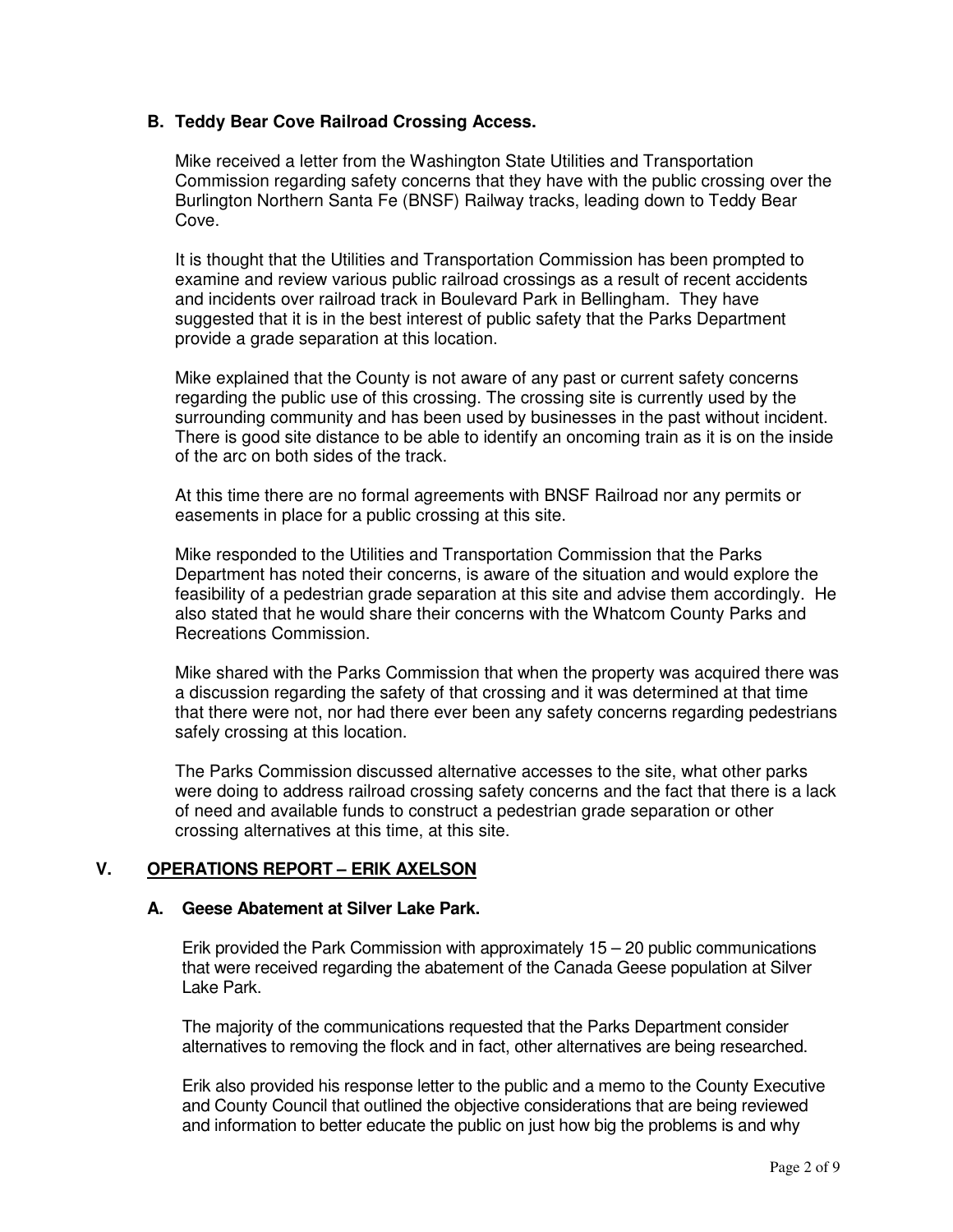### B. Teddy Bear Cove Railroad Crossing Access.

Mike received a letter from the Washington State Utilities and Transportation Commission regarding safety concerns that they have with the public crossing over the Burlington Northern Santa Fe (BNSF) Railway tracks, leading down to Teddy Bear Cove.

It is thought that the Utilities and Transportation Commission has been prompted to examine and review various public railroad crossings as a result of recent accidents and incidents over railroad track in Boulevard Park in Bellingham. They have suggested that it is in the best interest of public safety that the Parks Department provide a grade separation at this location.

Mike explained that the County is not aware of any past or current safety concerns regarding the public use of this crossing. The crossing site is currently used by the surrounding community and has been used by businesses in the past without incident. There is good site distance to be able to identify an oncoming train as it is on the inside of the arc on both sides of the track.

At this time there are no formal agreements with BNSF Railroad nor any permits or easements in place for a public crossing at this site.

Mike responded to the Utilities and Transportation Commission that the Parks Department has noted their concerns, is aware of the situation and would explore the feasibility of a pedestrian grade separation at this site and advise them accordingly. He also stated that he would share their concerns with the Whatcom County Parks and Recreations Commission.

Mike shared with the Parks Commission that when the property was acquired there was a discussion regarding the safety of that crossing and it was determined at that time that there were not, nor had there ever been any safety concerns regarding pedestrians safely crossing at this location.

The Parks Commission discussed alternative accesses to the site, what other parks were doing to address railroad crossing safety concerns and the fact that there is a lack of need and available funds to construct a pedestrian grade separation or other crossing alternatives at this time, at this site.

## V. OPERATIONS REPORT – ERIK AXELSON

### A. Geese Abatement at Silver Lake Park.

Erik provided the Park Commission with approximately 15 – 20 public communications that were received regarding the abatement of the Canada Geese population at Silver Lake Park.

The majority of the communications requested that the Parks Department consider alternatives to removing the flock and in fact, other alternatives are being researched.

Erik also provided his response letter to the public and a memo to the County Executive and County Council that outlined the objective considerations that are being reviewed and information to better educate the public on just how big the problems is and why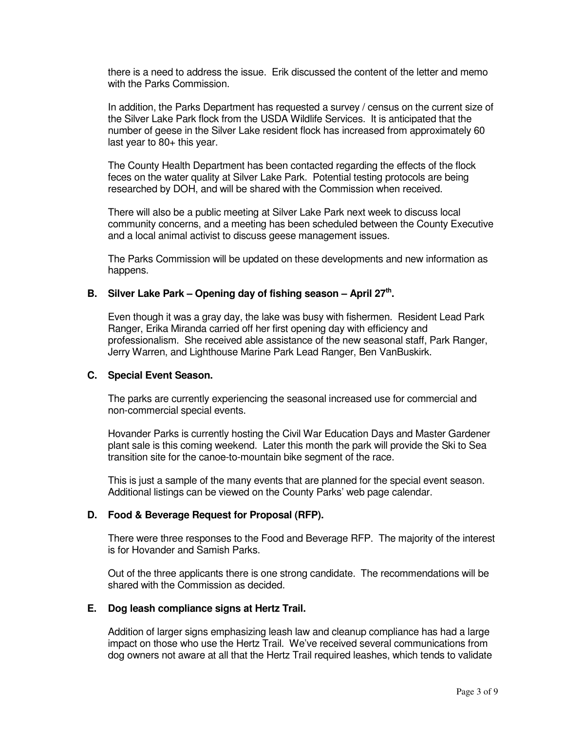there is a need to address the issue. Erik discussed the content of the letter and memo with the Parks Commission.

In addition, the Parks Department has requested a survey / census on the current size of the Silver Lake Park flock from the USDA Wildlife Services. It is anticipated that the number of geese in the Silver Lake resident flock has increased from approximately 60 last year to 80+ this year.

The County Health Department has been contacted regarding the effects of the flock feces on the water quality at Silver Lake Park. Potential testing protocols are being researched by DOH, and will be shared with the Commission when received.

There will also be a public meeting at Silver Lake Park next week to discuss local community concerns, and a meeting has been scheduled between the County Executive and a local animal activist to discuss geese management issues.

The Parks Commission will be updated on these developments and new information as happens.

**B. Silver Lake Park – Opening day of fishing season – April 27th.**

Even though it was a gray day, the lake was busy with fishermen. Resident Lead Park Ranger, Erika Miranda carried off her first opening day with efficiency and professionalism. She received able assistance of the new seasonal staff, Park Ranger, Jerry Warren, and Lighthouse Marine Park Lead Ranger, Ben VanBuskirk.

**C. Special Event Season.**

The parks are currently experiencing the seasonal increased use for commercial and non-commercial special events.

Hovander Parks is currently hosting the Civil War Education Days and Master Gardener plant sale is this coming weekend. Later this month the park will provide the Ski to Sea transition site for the canoe-to-mountain bike segment of the race.

This is just a sample of the many events that are planned for the special event season. Additional listings can be viewed on the County Parks' web page calendar.

**D. Food & Beverage Request for Proposal (RFP).**

There were three responses to the Food and Beverage RFP. The majority of the interest is for Hovander and Samish Parks.

Out of the three applicants there is one strong candidate. The recommendations will be shared with the Commission as decided.

**E. Dog leash compliance signs at Hertz Trail.**

Addition of larger signs emphasizing leash law and cleanup compliance has had a large impact on those who use the Hertz Trail. We've received several communications from dog owners not aware at all that the Hertz Trail required leashes, which tends to validate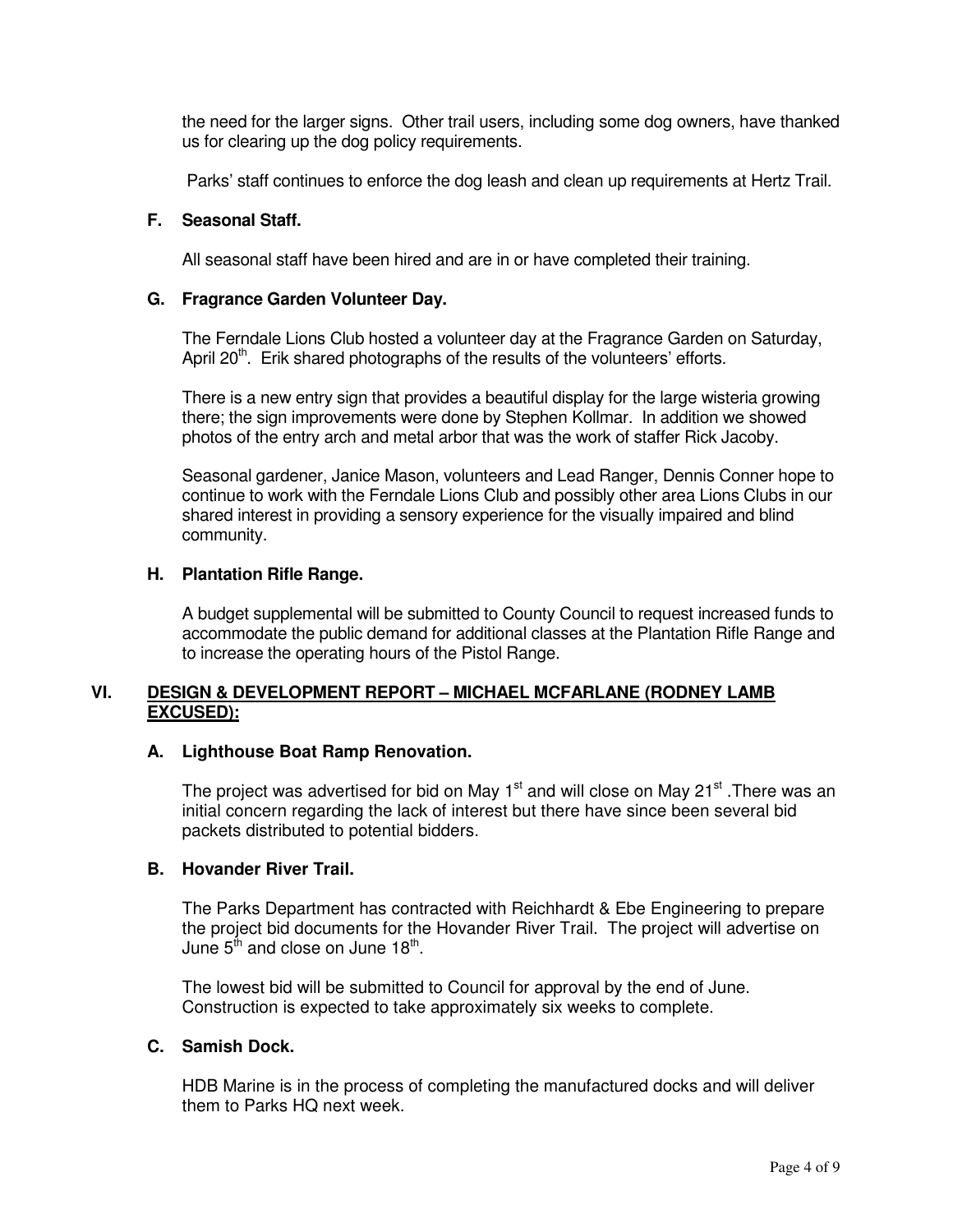the need for the larger signs. Other trail users, including some dog owners, have thanked us for clearing up the dog policy requirements.

Parks' staff continues to enforce the dog leash and clean up requirements at Hertz Trail.

### F. Seasonal Staff.

All seasonal staff have been hired and are in or have completed their training.

### G. Fragrance Garden Volunteer Day.

The Ferndale Lions Club hosted a volunteer day at the Fragrance Garden on Saturday, April 20th. Erik shared photographs of the results of the volunteers' efforts.

There is a new entry sign that provides a beautiful display for the large wisteria growing there; the sign improvements were done by Stephen Kollmar. In addition we showed photos of the entry arch and metal arbor that was the work of staffer Rick Jacoby.

Seasonal gardener, Janice Mason, volunteers and Lead Ranger, Dennis Conner hope to continue to work with the Ferndale Lions Club and possibly other area Lions Clubs in our shared interest in providing a sensory experience for the visually impaired and blind community.

### H. Plantation Rifle Range.

A budget supplemental will be submitted to County Council to request increased funds to accommodate the public demand for additional classes at the Plantation Rifle Range and to increase the operating hours of the Pistol Range.

## VI. DESIGN & DEVELOPMENT REPORT – MICHAEL MCFARLANE (RODNEY LAMB EXCUSED):

### A. Lighthouse Boat Ramp Renovation.

The project was advertised for bid on May 1st and will close on May 21st .There was an initial concern regarding the lack of interest but there have since been several bid packets distributed to potential bidders.

### B. Hovander River Trail.

The Parks Department has contracted with Reichhardt & Ebe Engineering to prepare the project bid documents for the Hovander River Trail. The project will advertise on June 5th and close on June 18th.

The lowest bid will be submitted to Council for approval by the end of June. Construction is expected to take approximately six weeks to complete.

### C. Samish Dock.

HDB Marine is in the process of completing the manufactured docks and will deliver them to Parks HQ next week.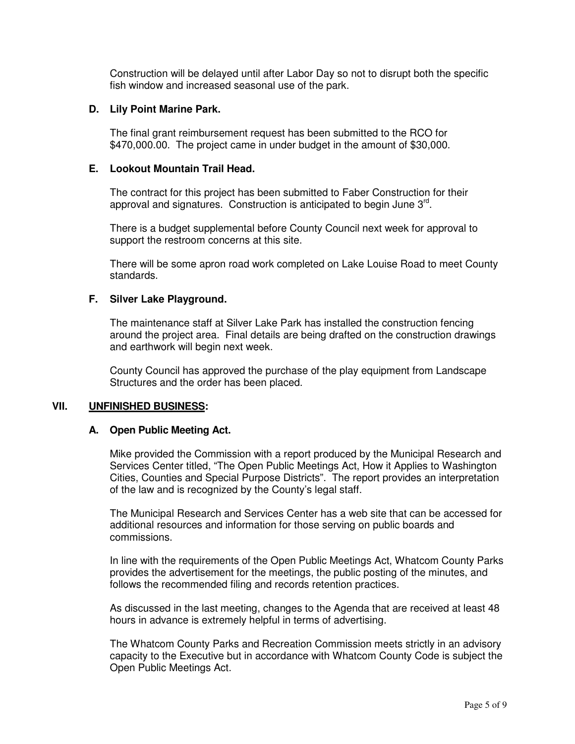Construction will be delayed until after Labor Day so not to disrupt both the specific fish window and increased seasonal use of the park.

### D. Lily Point Marine Park.

The final grant reimbursement request has been submitted to the RCO for $470,000.00. The project came in under budget in the amount of $30,000.

### E. Lookout Mountain Trail Head.

The contract for this project has been submitted to Faber Construction for their approval and signatures. Construction is anticipated to begin June 3rd.

There is a budget supplemental before County Council next week for approval to support the restroom concerns at this site.

There will be some apron road work completed on Lake Louise Road to meet County standards.

### F. Silver Lake Playground.

The maintenance staff at Silver Lake Park has installed the construction fencing around the project area. Final details are being drafted on the construction drawings and earthwork will begin next week.

County Council has approved the purchase of the play equipment from Landscape Structures and the order has been placed.

## VII. UNFINISHED BUSINESS:

### A. Open Public Meeting Act.

Mike provided the Commission with a report produced by the Municipal Research and Services Center titled, "The Open Public Meetings Act, How it Applies to Washington Cities, Counties and Special Purpose Districts". The report provides an interpretation of the law and is recognized by the County's legal staff.

The Municipal Research and Services Center has a web site that can be accessed for additional resources and information for those serving on public boards and commissions.

In line with the requirements of the Open Public Meetings Act, Whatcom County Parks provides the advertisement for the meetings, the public posting of the minutes, and follows the recommended filing and records retention practices.

As discussed in the last meeting, changes to the Agenda that are received at least 48 hours in advance is extremely helpful in terms of advertising.

The Whatcom County Parks and Recreation Commission meets strictly in an advisory capacity to the Executive but in accordance with Whatcom County Code is subject the Open Public Meetings Act.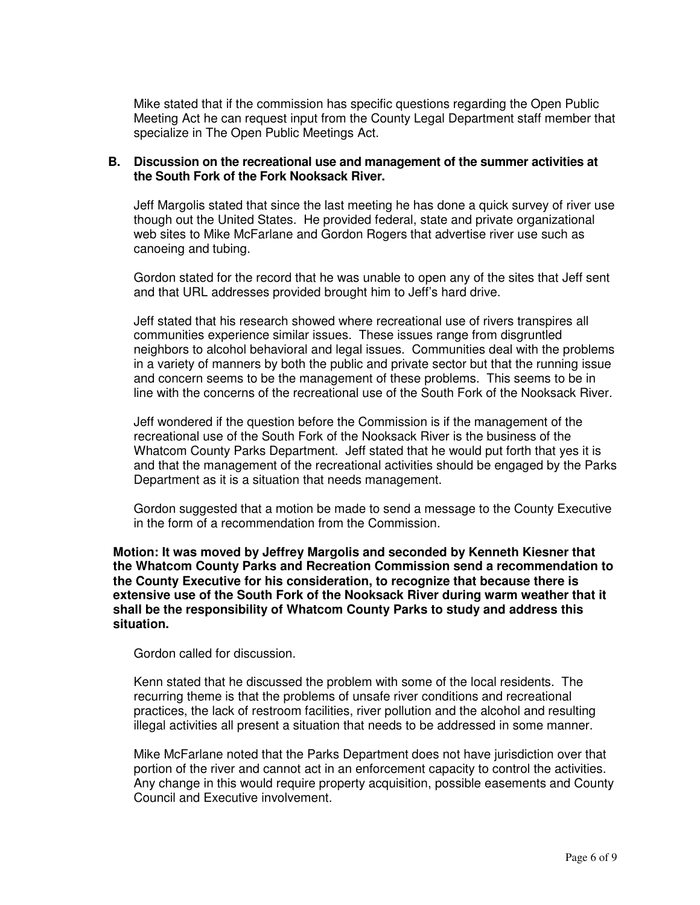Mike stated that if the commission has specific questions regarding the Open Public Meeting Act he can request input from the County Legal Department staff member that specialize in The Open Public Meetings Act.

**B. Discussion on the recreational use and management of the summer activities at the South Fork of the Fork Nooksack River.**

Jeff Margolis stated that since the last meeting he has done a quick survey of river use though out the United States. He provided federal, state and private organizational web sites to Mike McFarlane and Gordon Rogers that advertise river use such as canoeing and tubing.

Gordon stated for the record that he was unable to open any of the sites that Jeff sent and that URL addresses provided brought him to Jeff's hard drive.

Jeff stated that his research showed where recreational use of rivers transpires all communities experience similar issues. These issues range from disgruntled neighbors to alcohol behavioral and legal issues. Communities deal with the problems in a variety of manners by both the public and private sector but that the running issue and concern seems to be the management of these problems. This seems to be in line with the concerns of the recreational use of the South Fork of the Nooksack River.

Jeff wondered if the question before the Commission is if the management of the recreational use of the South Fork of the Nooksack River is the business of the Whatcom County Parks Department. Jeff stated that he would put forth that yes it is and that the management of the recreational activities should be engaged by the Parks Department as it is a situation that needs management.

Gordon suggested that a motion be made to send a message to the County Executive in the form of a recommendation from the Commission.

**Motion: It was moved by Jeffrey Margolis and seconded by Kenneth Kiesner that the Whatcom County Parks and Recreation Commission send a recommendation to the County Executive for his consideration, to recognize that because there is extensive use of the South Fork of the Nooksack River during warm weather that it shall be the responsibility of Whatcom County Parks to study and address this situation.**

Gordon called for discussion.

Kenn stated that he discussed the problem with some of the local residents. The recurring theme is that the problems of unsafe river conditions and recreational practices, the lack of restroom facilities, river pollution and the alcohol and resulting illegal activities all present a situation that needs to be addressed in some manner.

Mike McFarlane noted that the Parks Department does not have jurisdiction over that portion of the river and cannot act in an enforcement capacity to control the activities. Any change in this would require property acquisition, possible easements and County Council and Executive involvement.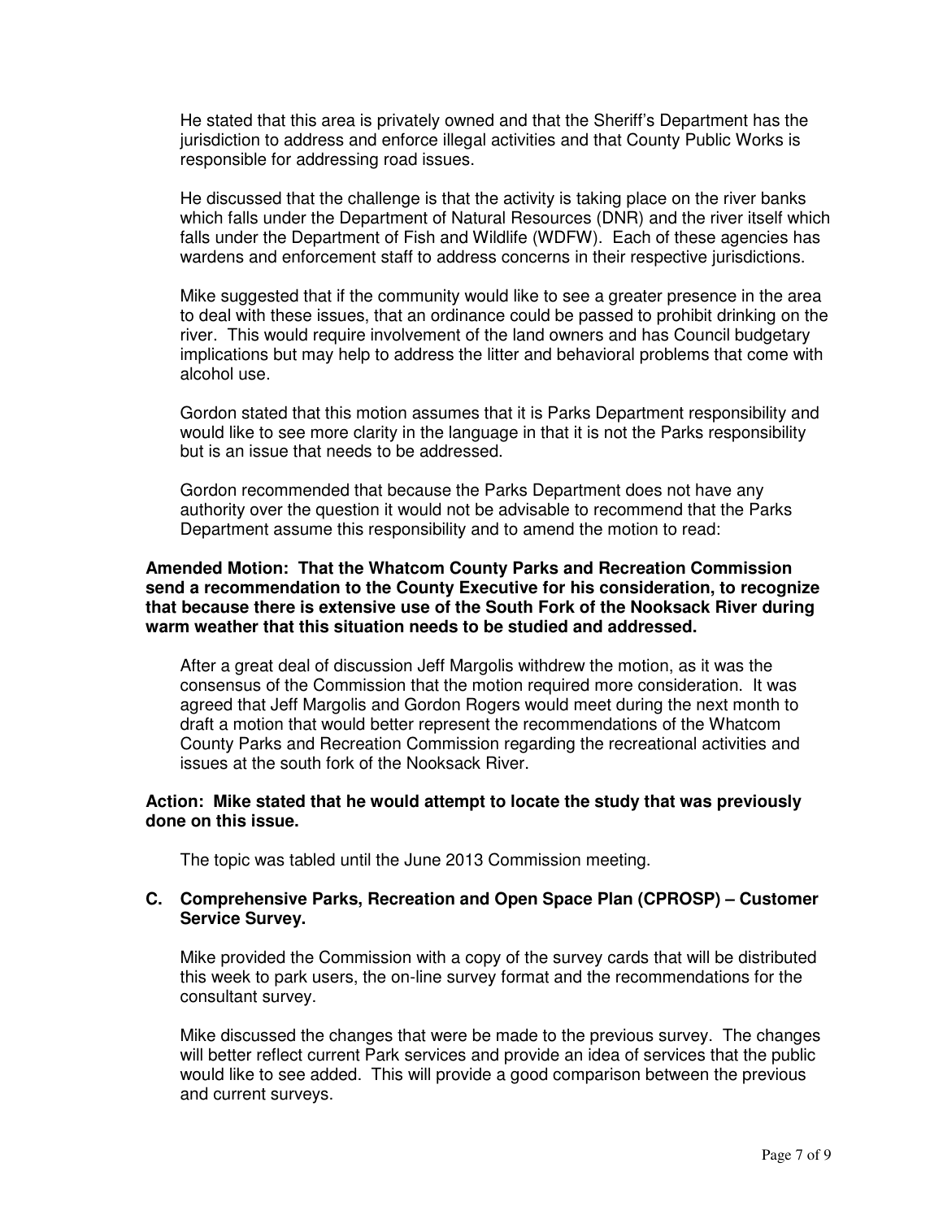He stated that this area is privately owned and that the Sheriff's Department has the jurisdiction to address and enforce illegal activities and that County Public Works is responsible for addressing road issues.

He discussed that the challenge is that the activity is taking place on the river banks which falls under the Department of Natural Resources (DNR) and the river itself which falls under the Department of Fish and Wildlife (WDFW). Each of these agencies has wardens and enforcement staff to address concerns in their respective jurisdictions.

Mike suggested that if the community would like to see a greater presence in the area to deal with these issues, that an ordinance could be passed to prohibit drinking on the river. This would require involvement of the land owners and has Council budgetary implications but may help to address the litter and behavioral problems that come with alcohol use.

Gordon stated that this motion assumes that it is Parks Department responsibility and would like to see more clarity in the language in that it is not the Parks responsibility but is an issue that needs to be addressed.

Gordon recommended that because the Parks Department does not have any authority over the question it would not be advisable to recommend that the Parks Department assume this responsibility and to amend the motion to read:

**Amended Motion: That the Whatcom County Parks and Recreation Commission send a recommendation to the County Executive for his consideration, to recognize that because there is extensive use of the South Fork of the Nooksack River during warm weather that this situation needs to be studied and addressed.**

After a great deal of discussion Jeff Margolis withdrew the motion, as it was the consensus of the Commission that the motion required more consideration. It was agreed that Jeff Margolis and Gordon Rogers would meet during the next month to draft a motion that would better represent the recommendations of the Whatcom County Parks and Recreation Commission regarding the recreational activities and issues at the south fork of the Nooksack River.

**Action: Mike stated that he would attempt to locate the study that was previously done on this issue.**

The topic was tabled until the June 2013 Commission meeting.

**C. Comprehensive Parks, Recreation and Open Space Plan (CPROSP) – Customer Service Survey.**

Mike provided the Commission with a copy of the survey cards that will be distributed this week to park users, the on-line survey format and the recommendations for the consultant survey.

Mike discussed the changes that were be made to the previous survey. The changes will better reflect current Park services and provide an idea of services that the public would like to see added. This will provide a good comparison between the previous and current surveys.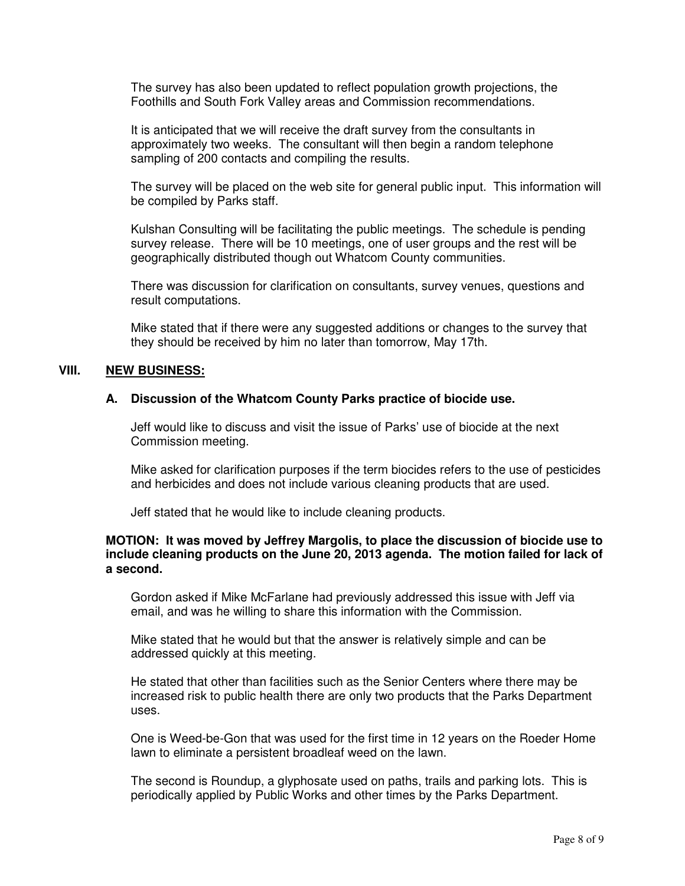The survey has also been updated to reflect population growth projections, the Foothills and South Fork Valley areas and Commission recommendations.

It is anticipated that we will receive the draft survey from the consultants in approximately two weeks. The consultant will then begin a random telephone sampling of 200 contacts and compiling the results.

The survey will be placed on the web site for general public input. This information will be compiled by Parks staff.

Kulshan Consulting will be facilitating the public meetings. The schedule is pending survey release. There will be 10 meetings, one of user groups and the rest will be geographically distributed though out Whatcom County communities.

There was discussion for clarification on consultants, survey venues, questions and result computations.

Mike stated that if there were any suggested additions or changes to the survey that they should be received by him no later than tomorrow, May 17th.

## VIII. NEW BUSINESS:

### A. Discussion of the Whatcom County Parks practice of biocide use.

Jeff would like to discuss and visit the issue of Parks' use of biocide at the next Commission meeting.

Mike asked for clarification purposes if the term biocides refers to the use of pesticides and herbicides and does not include various cleaning products that are used.

Jeff stated that he would like to include cleaning products.

**MOTION: It was moved by Jeffrey Margolis, to place the discussion of biocide use to include cleaning products on the June 20, 2013 agenda. The motion failed for lack of a second.**

Gordon asked if Mike McFarlane had previously addressed this issue with Jeff via email, and was he willing to share this information with the Commission.

Mike stated that he would but that the answer is relatively simple and can be addressed quickly at this meeting.

He stated that other than facilities such as the Senior Centers where there may be increased risk to public health there are only two products that the Parks Department uses.

One is Weed-be-Gon that was used for the first time in 12 years on the Roeder Home lawn to eliminate a persistent broadleaf weed on the lawn.

The second is Roundup, a glyphosate used on paths, trails and parking lots. This is periodically applied by Public Works and other times by the Parks Department.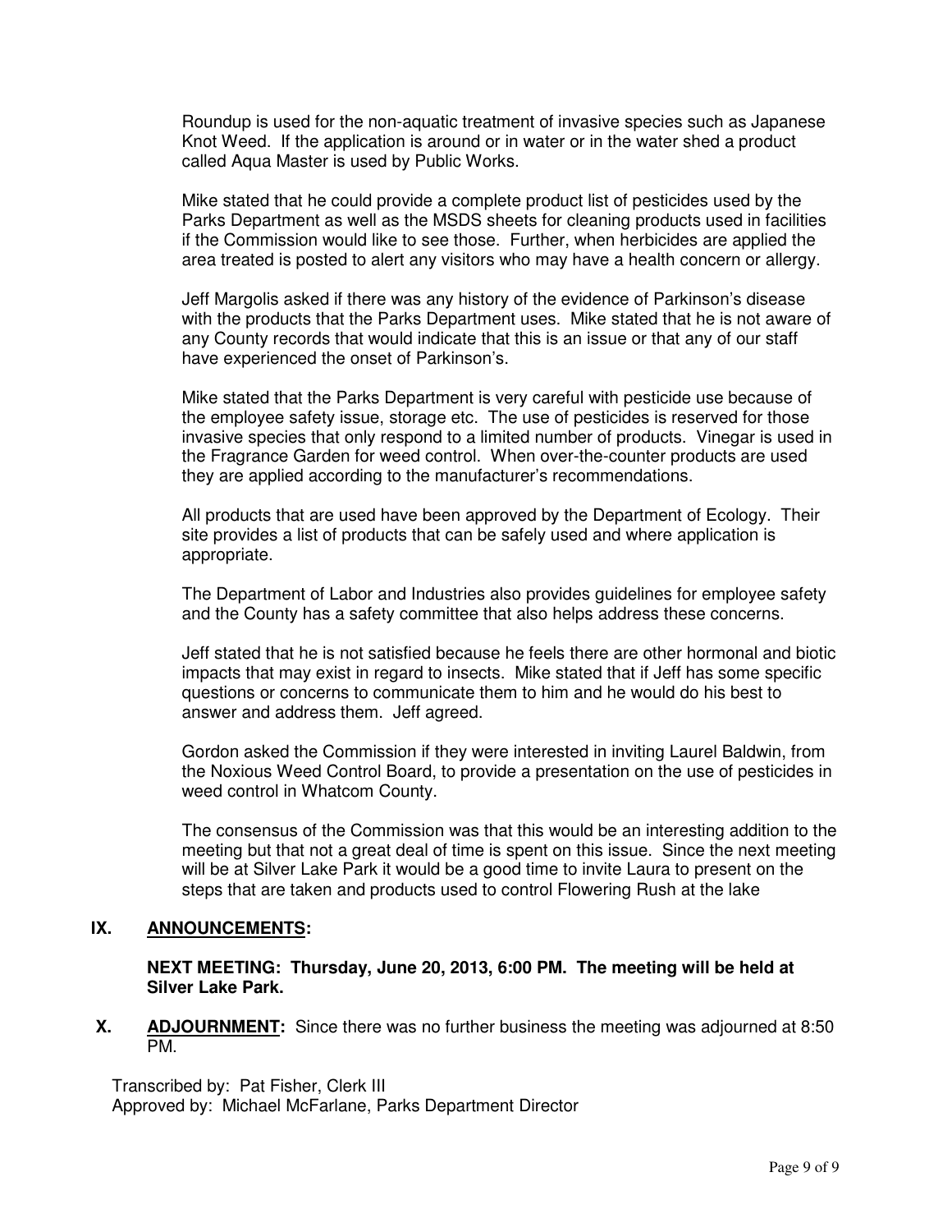Roundup is used for the non-aquatic treatment of invasive species such as Japanese Knot Weed. If the application is around or in water or in the water shed a product called Aqua Master is used by Public Works.

Mike stated that he could provide a complete product list of pesticides used by the Parks Department as well as the MSDS sheets for cleaning products used in facilities if the Commission would like to see those. Further, when herbicides are applied the area treated is posted to alert any visitors who may have a health concern or allergy.

Jeff Margolis asked if there was any history of the evidence of Parkinson's disease with the products that the Parks Department uses. Mike stated that he is not aware of any County records that would indicate that this is an issue or that any of our staff have experienced the onset of Parkinson's.

Mike stated that the Parks Department is very careful with pesticide use because of the employee safety issue, storage etc. The use of pesticides is reserved for those invasive species that only respond to a limited number of products. Vinegar is used in the Fragrance Garden for weed control. When over-the-counter products are used they are applied according to the manufacturer's recommendations.

All products that are used have been approved by the Department of Ecology. Their site provides a list of products that can be safely used and where application is appropriate.

The Department of Labor and Industries also provides guidelines for employee safety and the County has a safety committee that also helps address these concerns.

Jeff stated that he is not satisfied because he feels there are other hormonal and biotic impacts that may exist in regard to insects. Mike stated that if Jeff has some specific questions or concerns to communicate them to him and he would do his best to answer and address them. Jeff agreed.

Gordon asked the Commission if they were interested in inviting Laurel Baldwin, from the Noxious Weed Control Board, to provide a presentation on the use of pesticides in weed control in Whatcom County.

The consensus of the Commission was that this would be an interesting addition to the meeting but that not a great deal of time is spent on this issue. Since the next meeting will be at Silver Lake Park it would be a good time to invite Laura to present on the steps that are taken and products used to control Flowering Rush at the lake

## IX. ANNOUNCEMENTS:

**NEXT MEETING: Thursday, June 20, 2013, 6:00 PM. The meeting will be held at Silver Lake Park.**

## X. ADJOURNMENT:

Since there was no further business the meeting was adjourned at 8:50 PM.

Transcribed by: Pat Fisher, Clerk III
Approved by: Michael McFarlane, Parks Department Director